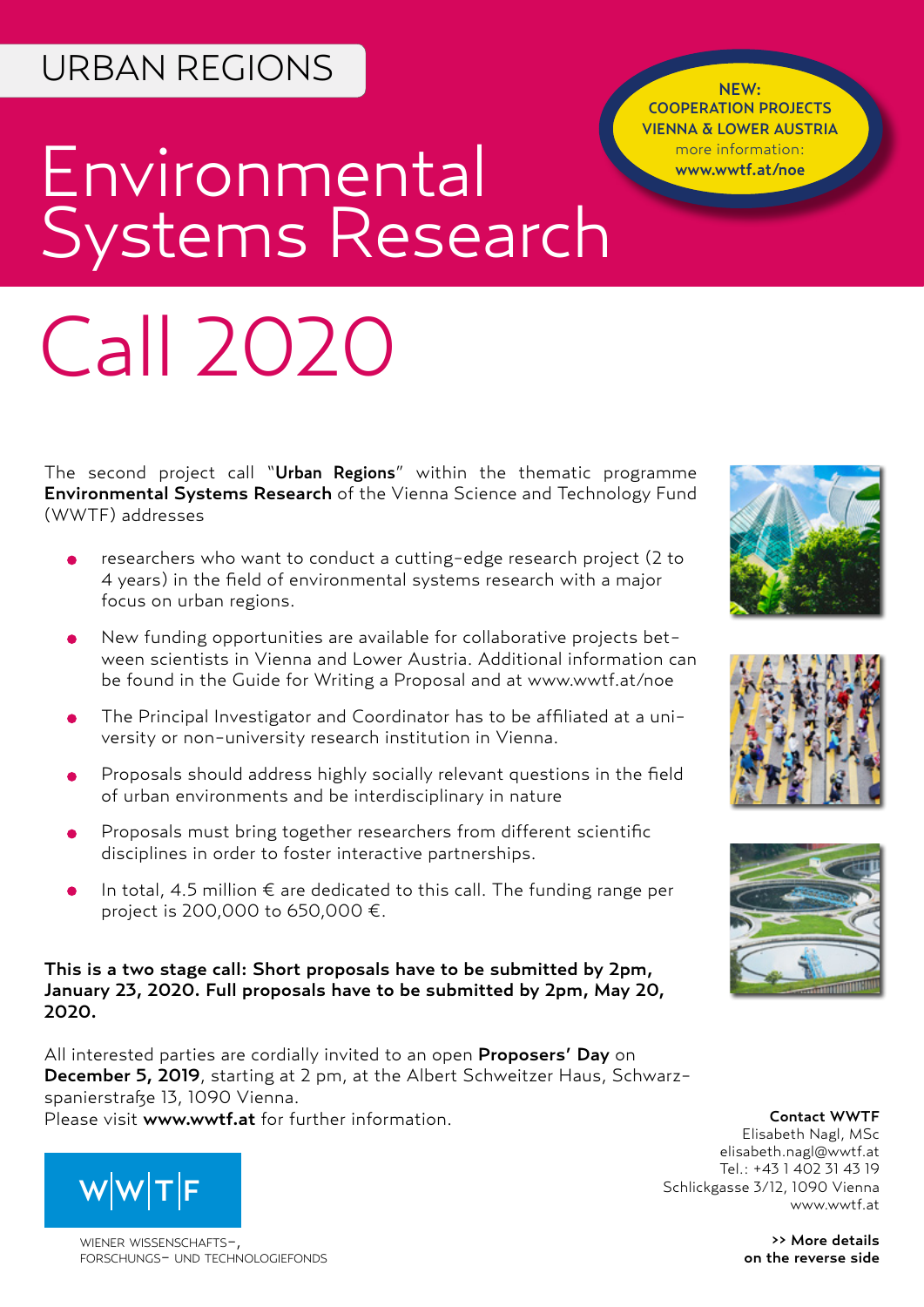URBAN REGIONS

# Environmental Systems Research

**NEW: COOPERATION PROJECTS VIENNA & LOWER AUSTRIA**
more information:
**www.wwtf.at/noe**

# Call 2020

The second project call "**Urban Regions**" within the thematic programme **Environmental Systems Research** of the Vienna Science and Technology Fund (WWTF) addresses

- researchers who want to conduct a cutting-edge research project (2 to 4 years) in the field of environmental systems research with a major focus on urban regions.
- New funding opportunities are available for collaborative projects between scientists in Vienna and Lower Austria. Additional information can be found in the Guide for Writing a Proposal and at www.wwtf.at/noe
- The Principal Investigator and Coordinator has to be affiliated at a university or non-university research institution in Vienna.
- Proposals should address highly socially relevant questions in the field of urban environments and be interdisciplinary in nature
- Proposals must bring together researchers from different scientific disciplines in order to foster interactive partnerships.
- In total, 4.5 million € are dedicated to this call. The funding range per project is 200,000 to 650,000 €.

**This is a two stage call: Short proposals have to be submitted by 2pm, January 23, 2020. Full proposals have to be submitted by 2pm, May 20, 2020.**

All interested parties are cordially invited to an open **Proposers' Day** on **December 5, 2019**, starting at 2 pm, at the Albert Schweitzer Haus, Schwarzspanierstraße 13, 1090 Vienna.
Please visit **www.wwtf.at** for further information.

W|W|T|F
WIENER WISSENSCHAFTS-, FORSCHUNGS- UND TECHNOLOGIEFONDS

**Contact WWTF**
Elisabeth Nagl, MSc
elisabeth.nagl@wwtf.at
Tel.: +43 1 402 31 43 19
Schlickgasse 3/12, 1090 Vienna
www.wwtf.at

**>> More details on the reverse side**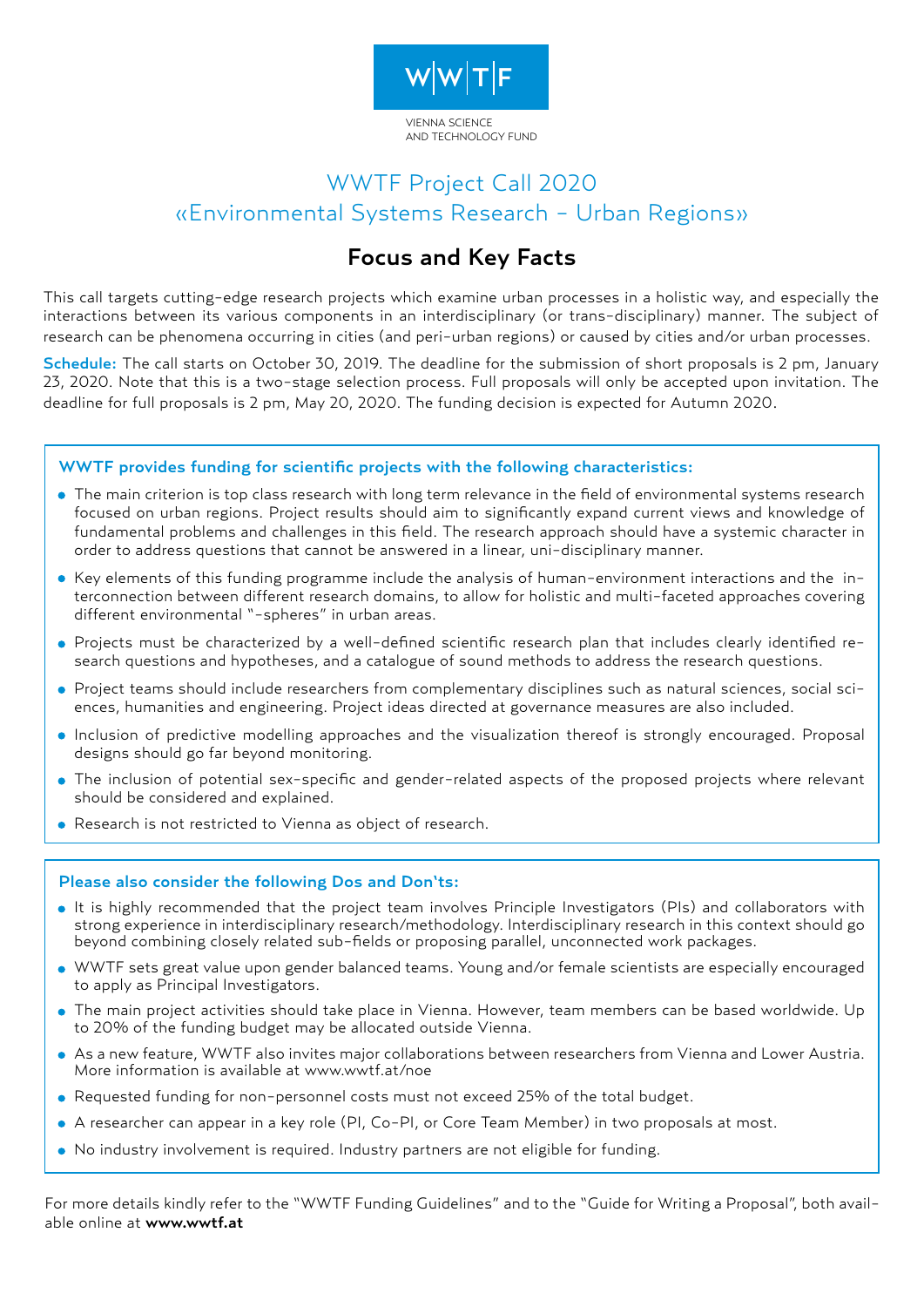W|W|T|F

VIENNA SCIENCE AND TECHNOLOGY FUND

# WWTF Project Call 2020
# «Environmental Systems Research – Urban Regions»

## Focus and Key Facts

This call targets cutting-edge research projects which examine urban processes in a holistic way, and especially the interactions between its various components in an interdisciplinary (or trans-disciplinary) manner. The subject of research can be phenomena occurring in cities (and peri-urban regions) or caused by cities and/or urban processes.

**Schedule:** The call starts on October 30, 2019. The deadline for the submission of short proposals is 2 pm, January 23, 2020. Note that this is a two-stage selection process. Full proposals will only be accepted upon invitation. The deadline for full proposals is 2 pm, May 20, 2020. The funding decision is expected for Autumn 2020.

**WWTF provides funding for scientific projects with the following characteristics:**

- The main criterion is top class research with long term relevance in the field of environmental systems research focused on urban regions. Project results should aim to significantly expand current views and knowledge of fundamental problems and challenges in this field. The research approach should have a systemic character in order to address questions that cannot be answered in a linear, uni-disciplinary manner.
- Key elements of this funding programme include the analysis of human-environment interactions and the interconnection between different research domains, to allow for holistic and multi-faceted approaches covering different environmental "-spheres" in urban areas.
- Projects must be characterized by a well-defined scientific research plan that includes clearly identified research questions and hypotheses, and a catalogue of sound methods to address the research questions.
- Project teams should include researchers from complementary disciplines such as natural sciences, social sciences, humanities and engineering. Project ideas directed at governance measures are also included.
- Inclusion of predictive modelling approaches and the visualization thereof is strongly encouraged. Proposal designs should go far beyond monitoring.
- The inclusion of potential sex-specific and gender-related aspects of the proposed projects where relevant should be considered and explained.
- Research is not restricted to Vienna as object of research.

**Please also consider the following Dos and Don'ts:**

- It is highly recommended that the project team involves Principle Investigators (PIs) and collaborators with strong experience in interdisciplinary research/methodology. Interdisciplinary research in this context should go beyond combining closely related sub-fields or proposing parallel, unconnected work packages.
- WWTF sets great value upon gender balanced teams. Young and/or female scientists are especially encouraged to apply as Principal Investigators.
- The main project activities should take place in Vienna. However, team members can be based worldwide. Up to 20% of the funding budget may be allocated outside Vienna.
- As a new feature, WWTF also invites major collaborations between researchers from Vienna and Lower Austria. More information is available at www.wwtf.at/noe
- Requested funding for non-personnel costs must not exceed 25% of the total budget.
- A researcher can appear in a key role (PI, Co-PI, or Core Team Member) in two proposals at most.
- No industry involvement is required. Industry partners are not eligible for funding.

For more details kindly refer to the "WWTF Funding Guidelines" and to the "Guide for Writing a Proposal", both available online at **www.wwtf.at**